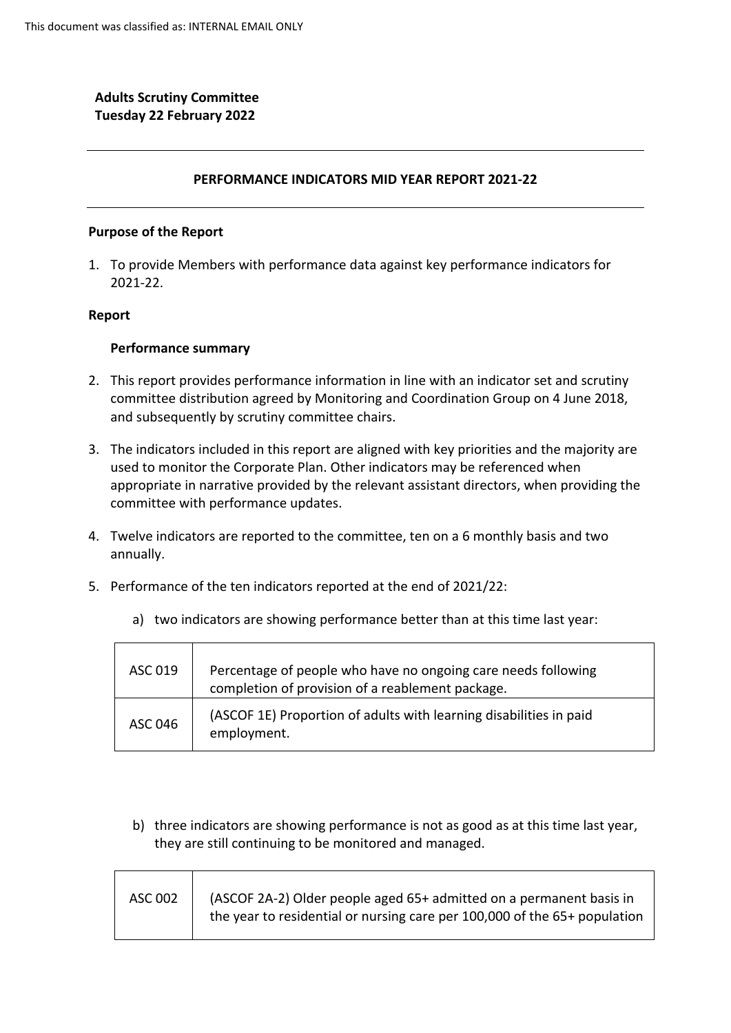This document was classified as: INTERNAL EMAIL ONLY

**Adults Scrutiny Committee**
**Tuesday 22 February 2022**

---

**PERFORMANCE INDICATORS MID YEAR REPORT 2021-22**

---

**Purpose of the Report**

1. To provide Members with performance data against key performance indicators for 2021-22.

**Report**

**Performance summary**

2. This report provides performance information in line with an indicator set and scrutiny committee distribution agreed by Monitoring and Coordination Group on 4 June 2018, and subsequently by scrutiny committee chairs.

3. The indicators included in this report are aligned with key priorities and the majority are used to monitor the Corporate Plan. Other indicators may be referenced when appropriate in narrative provided by the relevant assistant directors, when providing the committee with performance updates.

4. Twelve indicators are reported to the committee, ten on a 6 monthly basis and two annually.

5. Performance of the ten indicators reported at the end of 2021/22:

   a) two indicators are showing performance better than at this time last year:

| | |
|---|---|
| ASC 019 | Percentage of people who have no ongoing care needs following completion of provision of a reablement package. |
| ASC 046 | (ASCOF 1E) Proportion of adults with learning disabilities in paid employment. |

   b) three indicators are showing performance is not as good as at this time last year, they are still continuing to be monitored and managed.

| | |
|---|---|
| ASC 002 | (ASCOF 2A-2) Older people aged 65+ admitted on a permanent basis in the year to residential or nursing care per 100,000 of the 65+ population |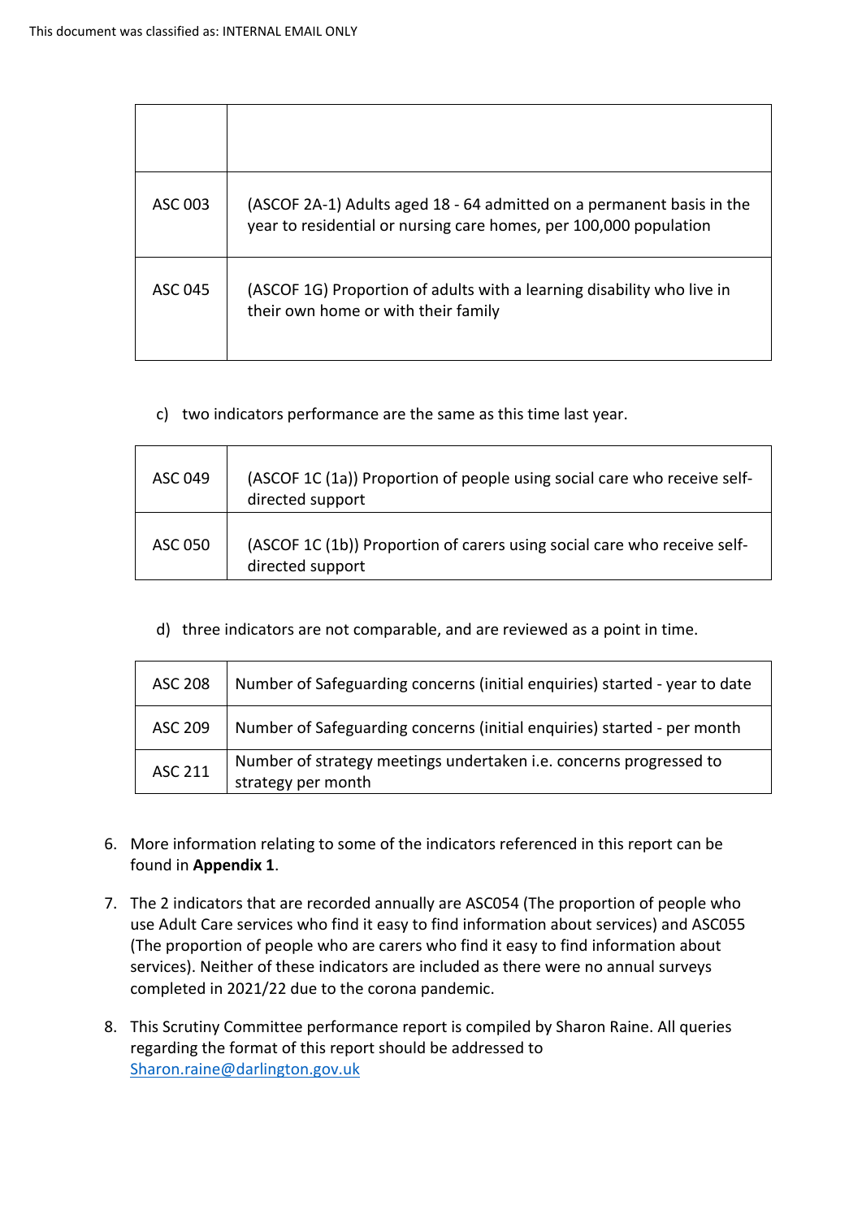This document was classified as: INTERNAL EMAIL ONLY

| | |
|---|---|
| ASC 003 | (ASCOF 2A-1) Adults aged 18 - 64 admitted on a permanent basis in the year to residential or nursing care homes, per 100,000 population |
| ASC 045 | (ASCOF 1G) Proportion of adults with a learning disability who live in their own home or with their family |

c) two indicators performance are the same as this time last year.

| | |
|---|---|
| ASC 049 | (ASCOF 1C (1a)) Proportion of people using social care who receive self-directed support |
| ASC 050 | (ASCOF 1C (1b)) Proportion of carers using social care who receive self-directed support |

d) three indicators are not comparable, and are reviewed as a point in time.

| | |
|---|---|
| ASC 208 | Number of Safeguarding concerns (initial enquiries) started - year to date |
| ASC 209 | Number of Safeguarding concerns (initial enquiries) started - per month |
| ASC 211 | Number of strategy meetings undertaken i.e. concerns progressed to strategy per month |

6. More information relating to some of the indicators referenced in this report can be found in **Appendix 1**.

7. The 2 indicators that are recorded annually are ASC054 (The proportion of people who use Adult Care services who find it easy to find information about services) and ASC055 (The proportion of people who are carers who find it easy to find information about services). Neither of these indicators are included as there were no annual surveys completed in 2021/22 due to the corona pandemic.

8. This Scrutiny Committee performance report is compiled by Sharon Raine. All queries regarding the format of this report should be addressed to Sharon.raine@darlington.gov.uk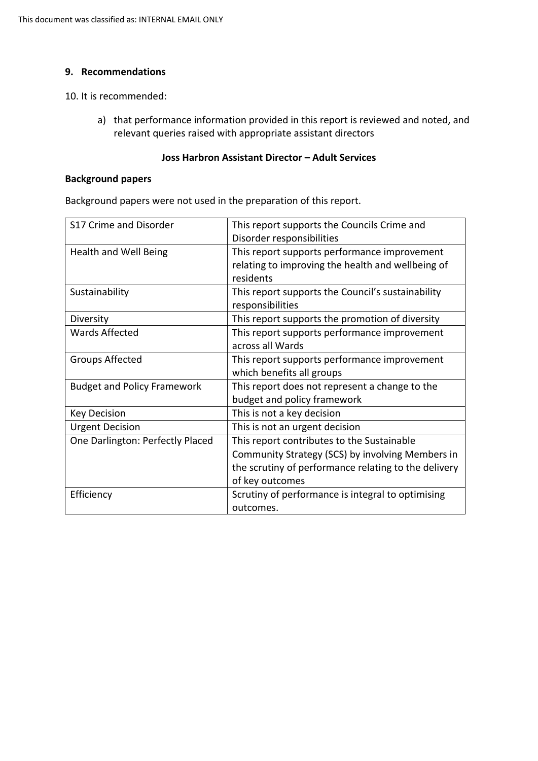## 9. Recommendations

10. It is recommended:

a) that performance information provided in this report is reviewed and noted, and relevant queries raised with appropriate assistant directors

**Joss Harbron Assistant Director – Adult Services**

**Background papers**

Background papers were not used in the preparation of this report.

| | |
|---|---|
| S17 Crime and Disorder | This report supports the Councils Crime and Disorder responsibilities |
| Health and Well Being | This report supports performance improvement relating to improving the health and wellbeing of residents |
| Sustainability | This report supports the Council's sustainability responsibilities |
| Diversity | This report supports the promotion of diversity |
| Wards Affected | This report supports performance improvement across all Wards |
| Groups Affected | This report supports performance improvement which benefits all groups |
| Budget and Policy Framework | This report does not represent a change to the budget and policy framework |
| Key Decision | This is not a key decision |
| Urgent Decision | This is not an urgent decision |
| One Darlington: Perfectly Placed | This report contributes to the Sustainable Community Strategy (SCS) by involving Members in the scrutiny of performance relating to the delivery of key outcomes |
| Efficiency | Scrutiny of performance is integral to optimising outcomes. |